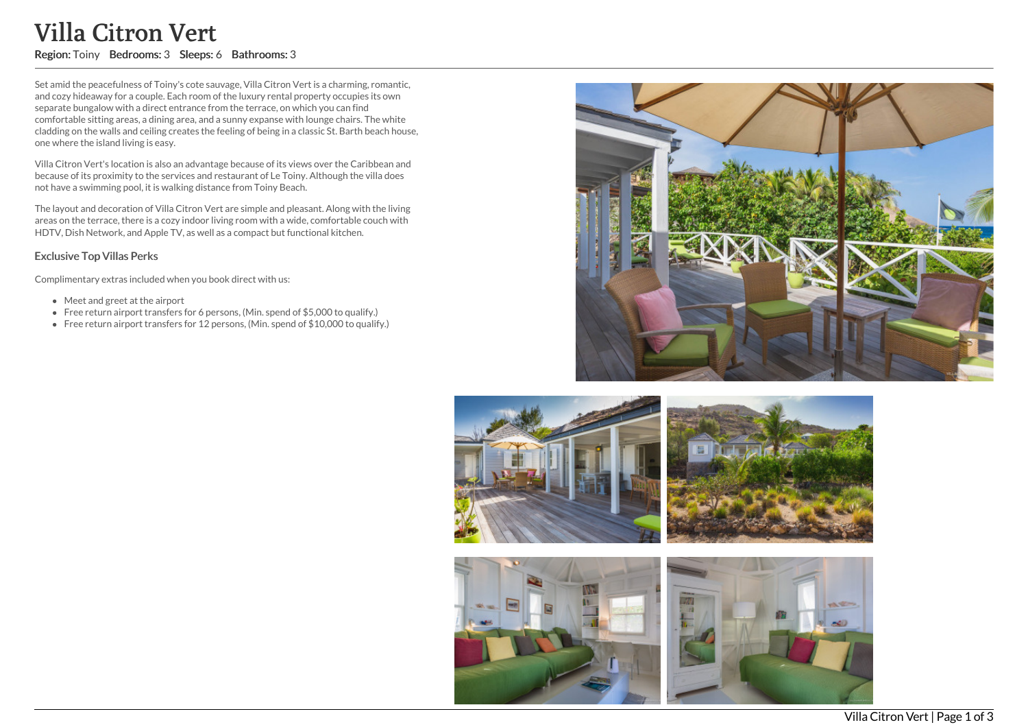# Villa Citron Vert

**Region:** Toiny **Bedrooms:** 3 **Sleeps:** 6 **Bathrooms:** 3

Set amid the peacefulness of Toiny's cote sauvage, Villa Citron Vert is a charming, romantic, and cozy hideaway for a couple. Each room of the luxury rental property occupies its own separate bungalow with a direct entrance from the terrace, on which you can find comfortable sitting areas, a dining area, and a sunny expanse with lounge chairs. The white cladding on the walls and ceiling creates the feeling of being in a classic St. Barth beach house, one where the island living is easy.

Villa Citron Vert's location is also an advantage because of its views over the Caribbean and because of its proximity to the services and restaurant of Le Toiny. Although the villa does not have a swimming pool, it is walking distance from Toiny Beach.

The layout and decoration of Villa Citron Vert are simple and pleasant. Along with the living areas on the terrace, there is a cozy indoor living room with a wide, comfortable couch with HDTV, Dish Network, and Apple TV, as well as a compact but functional kitchen.

### Exclusive Top Villas Perks

Complimentary extras included when you book direct with us:

- Meet and greet at the airport
- Free return airport transfers for 6 persons, (Min. spend of $5,000 to qualify.)
- Free return airport transfers for 12 persons, (Min. spend of $10,000 to qualify.)